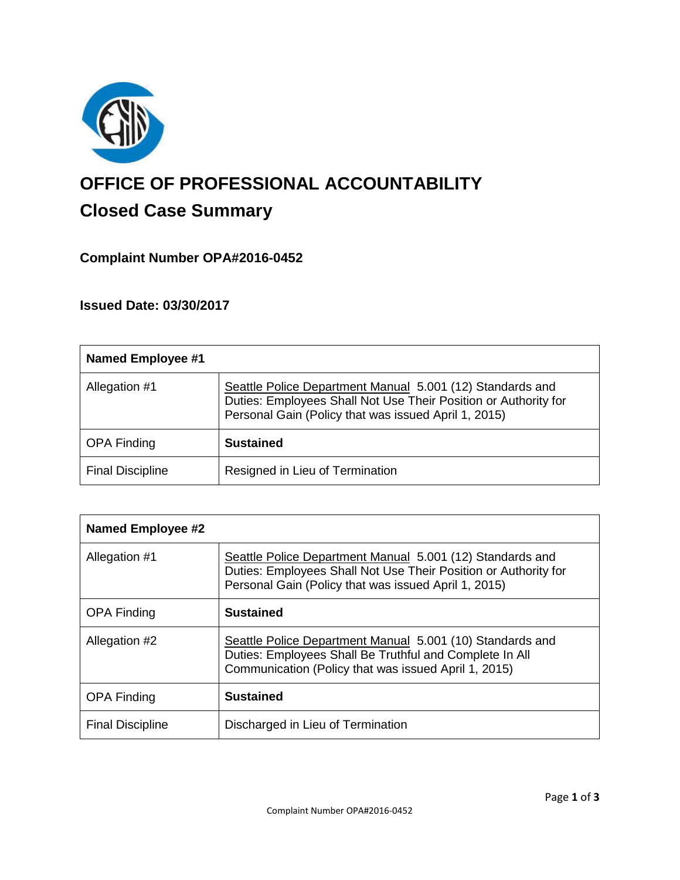# OFFICE OF PROFESSIONAL ACCOUNTABILITY

## Closed Case Summary

### Complaint Number OPA#2016-0452

### Issued Date: 03/30/2017

| **Named Employee #1** | |
|---|---|
| Allegation #1 | Seattle Police Department Manual 5.001 (12) Standards and Duties: Employees Shall Not Use Their Position or Authority for Personal Gain (Policy that was issued April 1, 2015) |
| OPA Finding | **Sustained** |
| Final Discipline | Resigned in Lieu of Termination |

| **Named Employee #2** | |
|---|---|
| Allegation #1 | Seattle Police Department Manual 5.001 (12) Standards and Duties: Employees Shall Not Use Their Position or Authority for Personal Gain (Policy that was issued April 1, 2015) |
| OPA Finding | **Sustained** |
| Allegation #2 | Seattle Police Department Manual 5.001 (10) Standards and Duties: Employees Shall Be Truthful and Complete In All Communication (Policy that was issued April 1, 2015) |
| OPA Finding | **Sustained** |
| Final Discipline | Discharged in Lieu of Termination |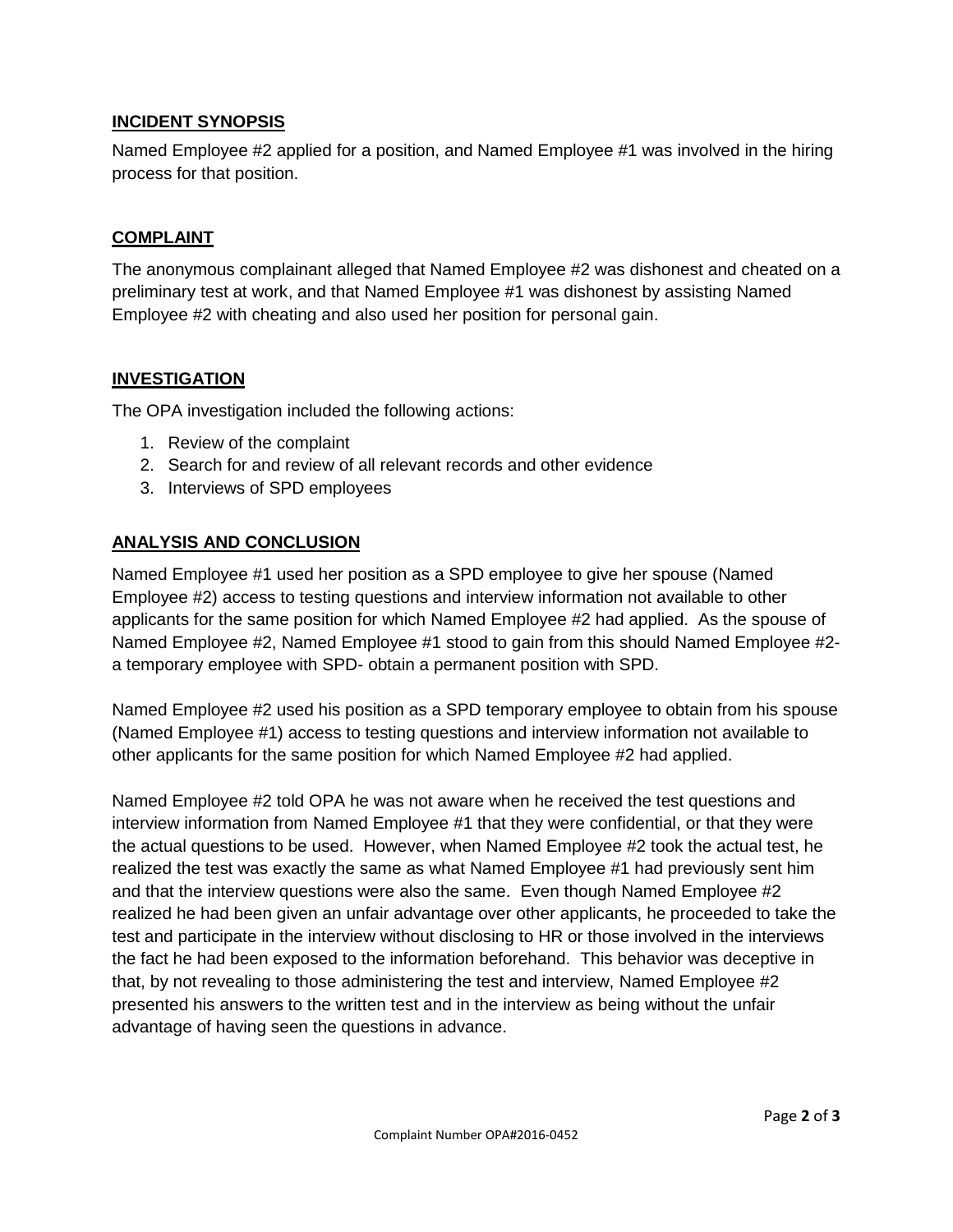## INCIDENT SYNOPSIS

Named Employee #2 applied for a position, and Named Employee #1 was involved in the hiring process for that position.

## COMPLAINT

The anonymous complainant alleged that Named Employee #2 was dishonest and cheated on a preliminary test at work, and that Named Employee #1 was dishonest by assisting Named Employee #2 with cheating and also used her position for personal gain.

## INVESTIGATION

The OPA investigation included the following actions:

1. Review of the complaint
2. Search for and review of all relevant records and other evidence
3. Interviews of SPD employees

## ANALYSIS AND CONCLUSION

Named Employee #1 used her position as a SPD employee to give her spouse (Named Employee #2) access to testing questions and interview information not available to other applicants for the same position for which Named Employee #2 had applied. As the spouse of Named Employee #2, Named Employee #1 stood to gain from this should Named Employee #2- a temporary employee with SPD- obtain a permanent position with SPD.

Named Employee #2 used his position as a SPD temporary employee to obtain from his spouse (Named Employee #1) access to testing questions and interview information not available to other applicants for the same position for which Named Employee #2 had applied.

Named Employee #2 told OPA he was not aware when he received the test questions and interview information from Named Employee #1 that they were confidential, or that they were the actual questions to be used. However, when Named Employee #2 took the actual test, he realized the test was exactly the same as what Named Employee #1 had previously sent him and that the interview questions were also the same. Even though Named Employee #2 realized he had been given an unfair advantage over other applicants, he proceeded to take the test and participate in the interview without disclosing to HR or those involved in the interviews the fact he had been exposed to the information beforehand. This behavior was deceptive in that, by not revealing to those administering the test and interview, Named Employee #2 presented his answers to the written test and in the interview as being without the unfair advantage of having seen the questions in advance.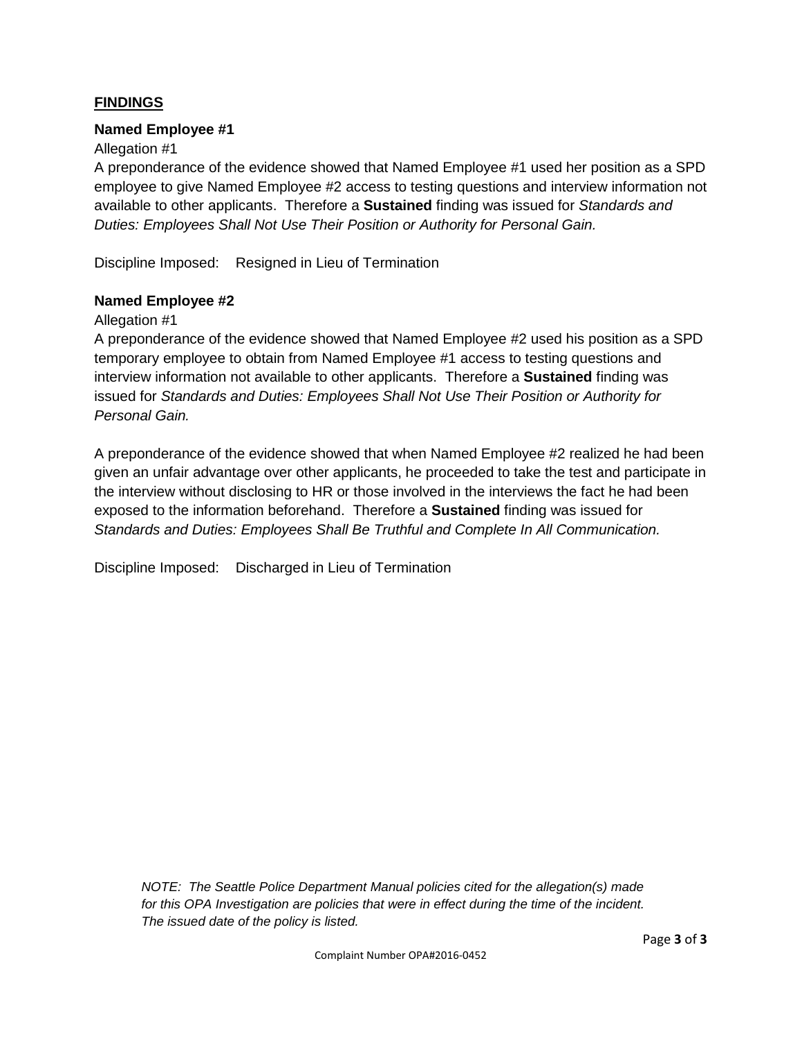## FINDINGS

**Named Employee #1**

Allegation #1

A preponderance of the evidence showed that Named Employee #1 used her position as a SPD employee to give Named Employee #2 access to testing questions and interview information not available to other applicants. Therefore a **Sustained** finding was issued for *Standards and Duties: Employees Shall Not Use Their Position or Authority for Personal Gain.*

Discipline Imposed: Resigned in Lieu of Termination

**Named Employee #2**

Allegation #1

A preponderance of the evidence showed that Named Employee #2 used his position as a SPD temporary employee to obtain from Named Employee #1 access to testing questions and interview information not available to other applicants. Therefore a **Sustained** finding was issued for *Standards and Duties: Employees Shall Not Use Their Position or Authority for Personal Gain.*

A preponderance of the evidence showed that when Named Employee #2 realized he had been given an unfair advantage over other applicants, he proceeded to take the test and participate in the interview without disclosing to HR or those involved in the interviews the fact he had been exposed to the information beforehand. Therefore a **Sustained** finding was issued for *Standards and Duties: Employees Shall Be Truthful and Complete In All Communication.*

Discipline Imposed: Discharged in Lieu of Termination

*NOTE: The Seattle Police Department Manual policies cited for the allegation(s) made for this OPA Investigation are policies that were in effect during the time of the incident. The issued date of the policy is listed.*

Complaint Number OPA#2016-0452